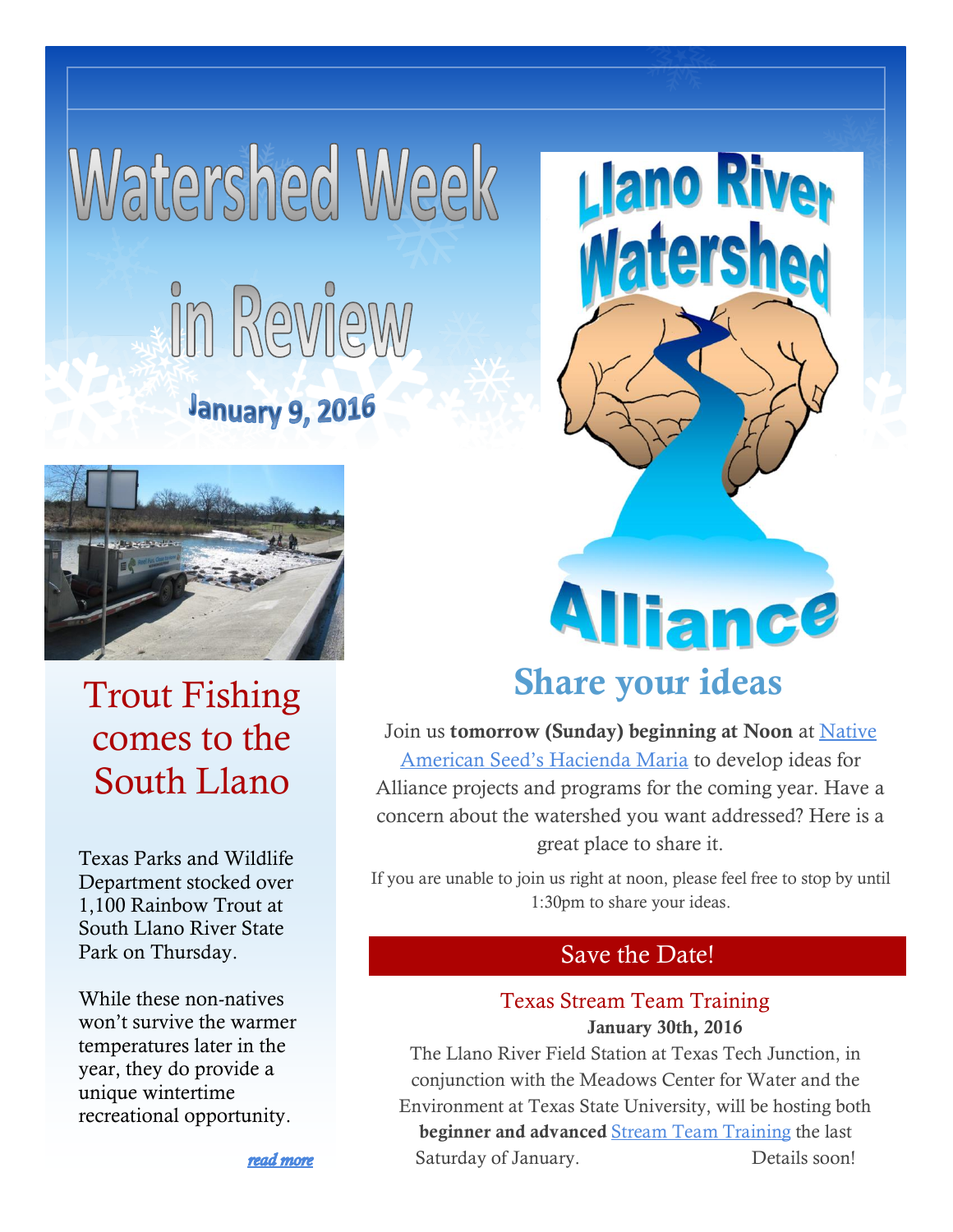# Watershed Week in Review

**January 9, 2016**

Llano River Watershed Alliance

## Trout Fishing comes to the South Llano

Texas Parks and Wildlife Department stocked over 1,100 Rainbow Trout at South Llano River State Park on Thursday.

While these non-natives won't survive the warmer temperatures later in the year, they do provide a unique wintertime recreational opportunity.

*read more*

## Share your ideas

Join us **tomorrow (Sunday) beginning at Noon** at Native American Seed's Hacienda Maria to develop ideas for Alliance projects and programs for the coming year. Have a concern about the watershed you want addressed? Here is a great place to share it.

If you are unable to join us right at noon, please feel free to stop by until 1:30pm to share your ideas.

## Save the Date!

### Texas Stream Team Training

**January 30th, 2016**

The Llano River Field Station at Texas Tech Junction, in conjunction with the Meadows Center for Water and the Environment at Texas State University, will be hosting both **beginner and advanced** Stream Team Training the last Saturday of January. Details soon!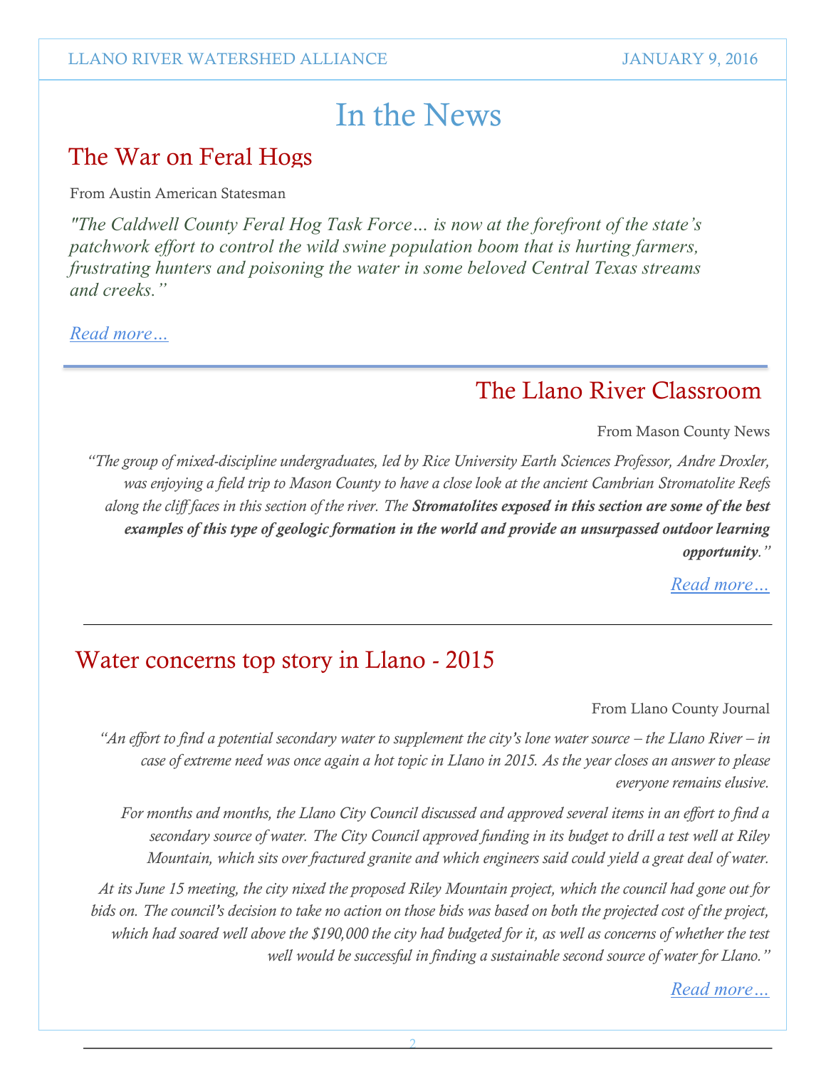# In the News

## The War on Feral Hogs

From Austin American Statesman

*"The Caldwell County Feral Hog Task Force… is now at the forefront of the state's patchwork effort to control the wild swine population boom that is hurting farmers, frustrating hunters and poisoning the water in some beloved Central Texas streams and creeks."*

*Read more…*

---

## The Llano River Classroom

From Mason County News

*"The group of mixed-discipline undergraduates, led by Rice University Earth Sciences Professor, Andre Droxler, was enjoying a field trip to Mason County to have a close look at the ancient Cambrian Stromatolite Reefs along the cliff faces in this section of the river. The **Stromatolites exposed in this section are some of the best examples of this type of geologic formation in the world and provide an unsurpassed outdoor learning opportunity**."*

*Read more…*

---

## Water concerns top story in Llano - 2015

From Llano County Journal

*"An effort to find a potential secondary water to supplement the city's lone water source – the Llano River – in case of extreme need was once again a hot topic in Llano in 2015. As the year closes an answer to please everyone remains elusive.*

*For months and months, the Llano City Council discussed and approved several items in an effort to find a secondary source of water. The City Council approved funding in its budget to drill a test well at Riley Mountain, which sits over fractured granite and which engineers said could yield a great deal of water.*

*At its June 15 meeting, the city nixed the proposed Riley Mountain project, which the council had gone out for bids on. The council's decision to take no action on those bids was based on both the projected cost of the project, which had soared well above the $190,000 the city had budgeted for it, as well as concerns of whether the test well would be successful in finding a sustainable second source of water for Llano."*

*Read more…*